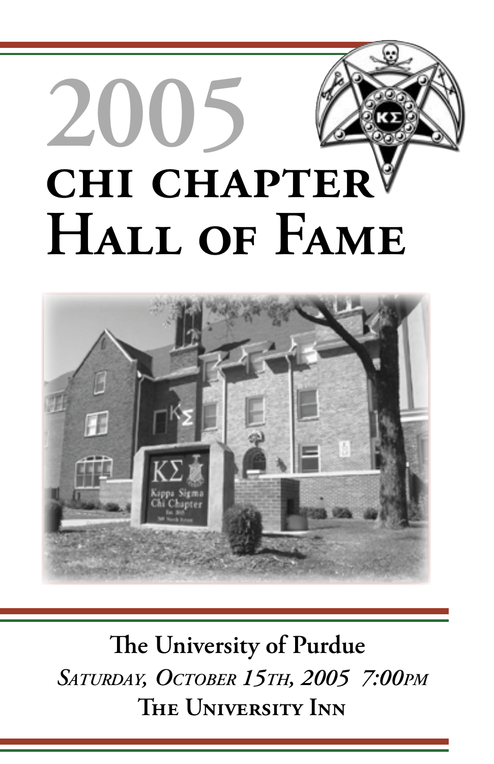# 2005

# CHI CHAPTER HALL OF FAME

**The University of Purdue**

*SATURDAY, OCTOBER 15TH, 2005 7:00PM*

**THE UNIVERSITY INN**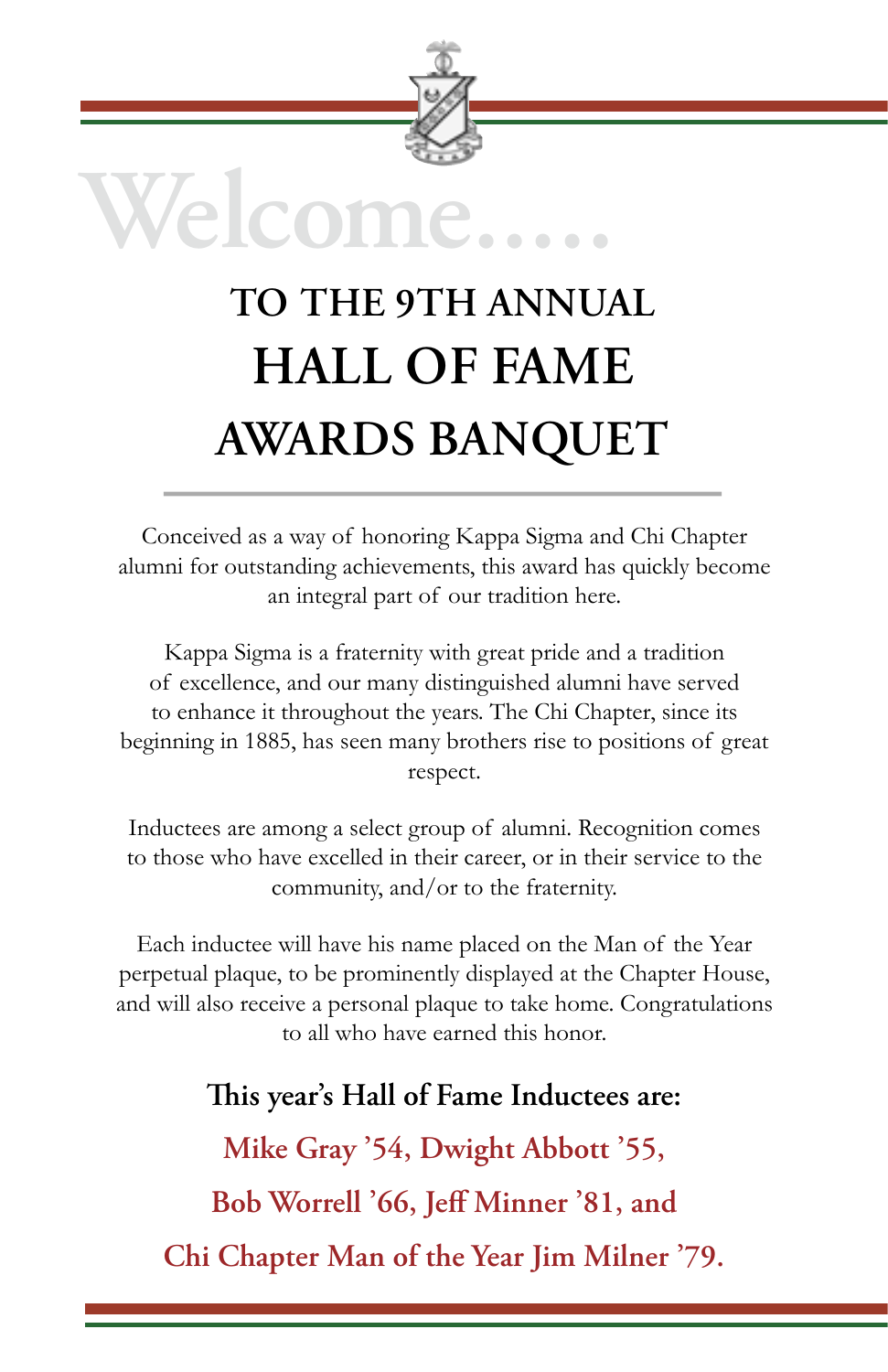# Welcome.....

## TO THE 9TH ANNUAL HALL OF FAME AWARDS BANQUET

Conceived as a way of honoring Kappa Sigma and Chi Chapter alumni for outstanding achievements, this award has quickly become an integral part of our tradition here.

Kappa Sigma is a fraternity with great pride and a tradition of excellence, and our many distinguished alumni have served to enhance it throughout the years. The Chi Chapter, since its beginning in 1885, has seen many brothers rise to positions of great respect.

Inductees are among a select group of alumni. Recognition comes to those who have excelled in their career, or in their service to the community, and/or to the fraternity.

Each inductee will have his name placed on the Man of the Year perpetual plaque, to be prominently displayed at the Chapter House, and will also receive a personal plaque to take home. Congratulations to all who have earned this honor.

**This year's Hall of Fame Inductees are:**

**Mike Gray '54, Dwight Abbott '55, Bob Worrell '66, Jeff Minner '81, and Chi Chapter Man of the Year Jim Milner '79.**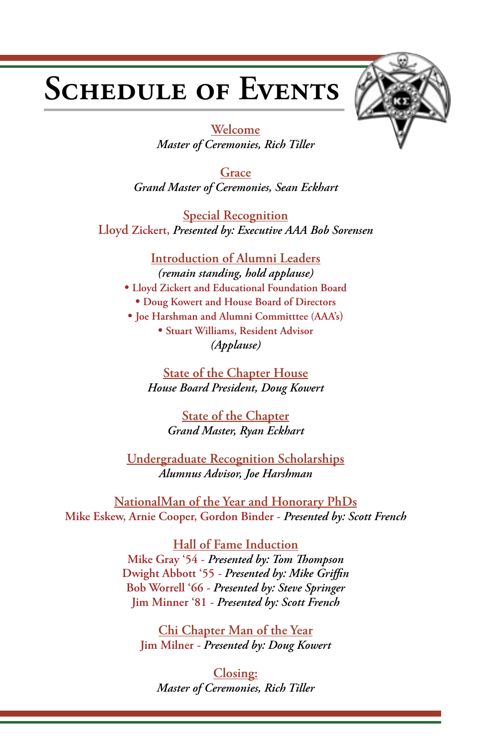# Schedule of Events

**Welcome**
*Master of Ceremonies, Rich Tiller*

**Grace**
*Grand Master of Ceremonies, Sean Eckhart*

**Special Recognition**
Lloyd Zickert, *Presented by: Executive AAA Bob Sorensen*

**Introduction of Alumni Leaders**
*(remain standing, hold applause)*

- Lloyd Zickert and Educational Foundation Board
- Doug Kowert and House Board of Directors
- Joe Harshman and Alumni Committtee (AAA's)
- Stuart Williams, Resident Advisor

*(Applause)*

**State of the Chapter House**
*House Board President, Doug Kowert*

**State of the Chapter**
*Grand Master, Ryan Eckhart*

**Undergraduate Recognition Scholarships**
*Alumnus Advisor, Joe Harshman*

**NationalMan of the Year and Honorary PhDs**
Mike Eskew, Arnie Cooper, Gordon Binder - *Presented by: Scott French*

**Hall of Fame Induction**
Mike Gray '54 - *Presented by: Tom Thompson*
Dwight Abbott '55 - *Presented by: Mike Griffin*
Bob Worrell '66 - *Presented by: Steve Springer*
Jim Minner '81 - *Presented by: Scott French*

**Chi Chapter Man of the Year**
Jim Milner - *Presented by: Doug Kowert*

**Closing:**
*Master of Ceremonies, Rich Tiller*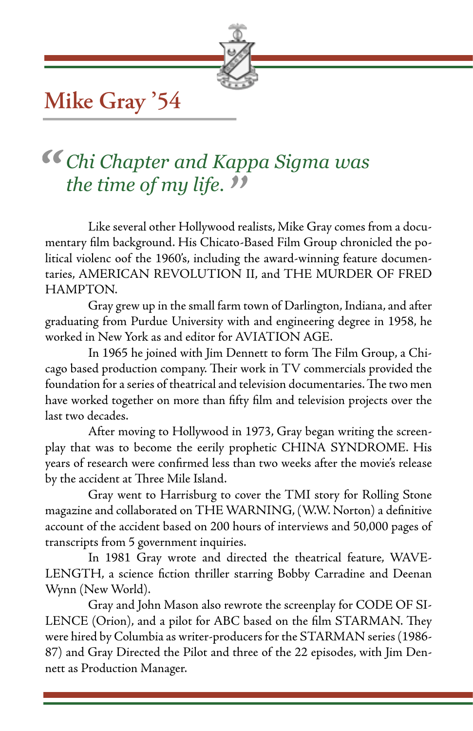# Mike Gray '54

> *"Chi Chapter and Kappa Sigma was the time of my life."*

Like several other Hollywood realists, Mike Gray comes from a documentary film background. His Chicato-Based Film Group chronicled the political violenc oof the 1960's, including the award-winning feature documentaries, AMERICAN REVOLUTION II, and THE MURDER OF FRED HAMPTON.

Gray grew up in the small farm town of Darlington, Indiana, and after graduating from Purdue University with and engineering degree in 1958, he worked in New York as and editor for AVIATION AGE.

In 1965 he joined with Jim Dennett to form The Film Group, a Chicago based production company. Their work in TV commercials provided the foundation for a series of theatrical and television documentaries. The two men have worked together on more than fifty film and television projects over the last two decades.

After moving to Hollywood in 1973, Gray began writing the screenplay that was to become the eerily prophetic CHINA SYNDROME. His years of research were confirmed less than two weeks after the movie's release by the accident at Three Mile Island.

Gray went to Harrisburg to cover the TMI story for Rolling Stone magazine and collaborated on THE WARNING, (W.W. Norton) a definitive account of the accident based on 200 hours of interviews and 50,000 pages of transcripts from 5 government inquiries.

In 1981 Gray wrote and directed the theatrical feature, WAVELENGTH, a science fiction thriller starring Bobby Carradine and Deenan Wynn (New World).

Gray and John Mason also rewrote the screenplay for CODE OF SILENCE (Orion), and a pilot for ABC based on the film STARMAN. They were hired by Columbia as writer-producers for the STARMAN series (1986-87) and Gray Directed the Pilot and three of the 22 episodes, with Jim Dennett as Production Manager.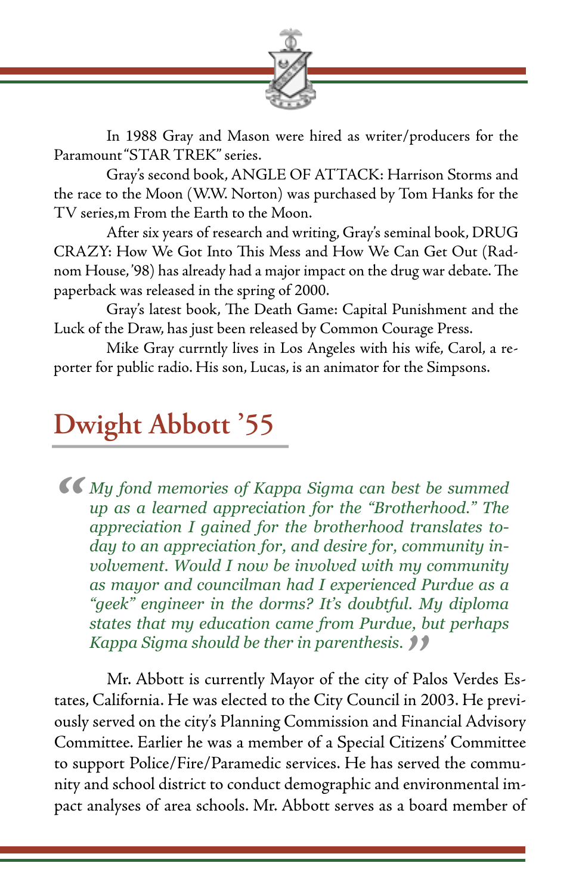In 1988 Gray and Mason were hired as writer/producers for the Paramount "STAR TREK" series.

Gray's second book, ANGLE OF ATTACK: Harrison Storms and the race to the Moon (W.W. Norton) was purchased by Tom Hanks for the TV series,m From the Earth to the Moon.

After six years of research and writing, Gray's seminal book, DRUG CRAZY: How We Got Into This Mess and How We Can Get Out (Radnom House, '98) has already had a major impact on the drug war debate. The paperback was released in the spring of 2000.

Gray's latest book, The Death Game: Capital Punishment and the Luck of the Draw, has just been released by Common Courage Press.

Mike Gray currntly lives in Los Angeles with his wife, Carol, a reporter for public radio. His son, Lucas, is an animator for the Simpsons.

## Dwight Abbott '55

> *"My fond memories of Kappa Sigma can best be summed up as a learned appreciation for the "Brotherhood." The appreciation I gained for the brotherhood translates today to an appreciation for, and desire for, community involvement. Would I now be involved with my community as mayor and councilman had I experienced Purdue as a "geek" engineer in the dorms? It's doubtful. My diploma states that my education came from Purdue, but perhaps Kappa Sigma should be ther in parenthesis."*

Mr. Abbott is currently Mayor of the city of Palos Verdes Estates, California. He was elected to the City Council in 2003. He previously served on the city's Planning Commission and Financial Advisory Committee. Earlier he was a member of a Special Citizens' Committee to support Police/Fire/Paramedic services. He has served the community and school district to conduct demographic and environmental impact analyses of area schools. Mr. Abbott serves as a board member of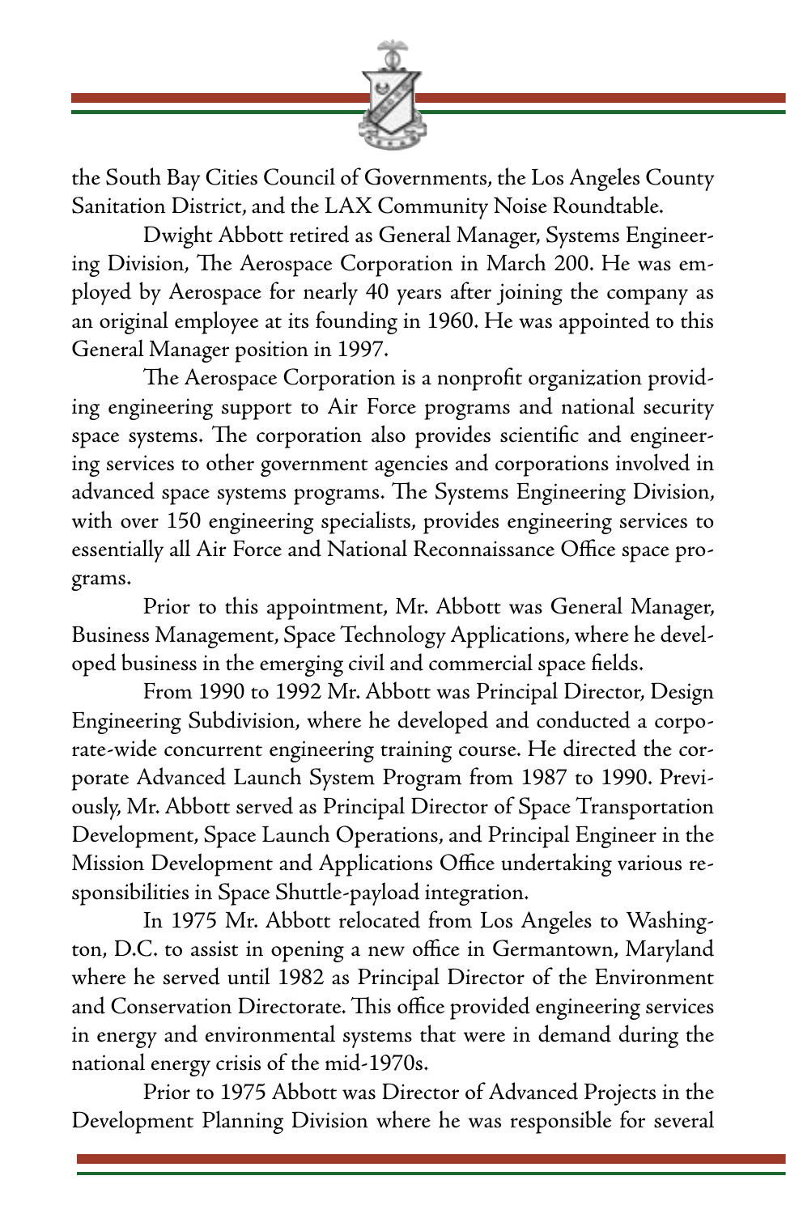the South Bay Cities Council of Governments, the Los Angeles County Sanitation District, and the LAX Community Noise Roundtable.

Dwight Abbott retired as General Manager, Systems Engineering Division, The Aerospace Corporation in March 200. He was employed by Aerospace for nearly 40 years after joining the company as an original employee at its founding in 1960. He was appointed to this General Manager position in 1997.

The Aerospace Corporation is a nonprofit organization providing engineering support to Air Force programs and national security space systems. The corporation also provides scientific and engineering services to other government agencies and corporations involved in advanced space systems programs. The Systems Engineering Division, with over 150 engineering specialists, provides engineering services to essentially all Air Force and National Reconnaissance Office space programs.

Prior to this appointment, Mr. Abbott was General Manager, Business Management, Space Technology Applications, where he developed business in the emerging civil and commercial space fields.

From 1990 to 1992 Mr. Abbott was Principal Director, Design Engineering Subdivision, where he developed and conducted a corporate-wide concurrent engineering training course. He directed the corporate Advanced Launch System Program from 1987 to 1990. Previously, Mr. Abbott served as Principal Director of Space Transportation Development, Space Launch Operations, and Principal Engineer in the Mission Development and Applications Office undertaking various responsibilities in Space Shuttle-payload integration.

In 1975 Mr. Abbott relocated from Los Angeles to Washington, D.C. to assist in opening a new office in Germantown, Maryland where he served until 1982 as Principal Director of the Environment and Conservation Directorate. This office provided engineering services in energy and environmental systems that were in demand during the national energy crisis of the mid-1970s.

Prior to 1975 Abbott was Director of Advanced Projects in the Development Planning Division where he was responsible for several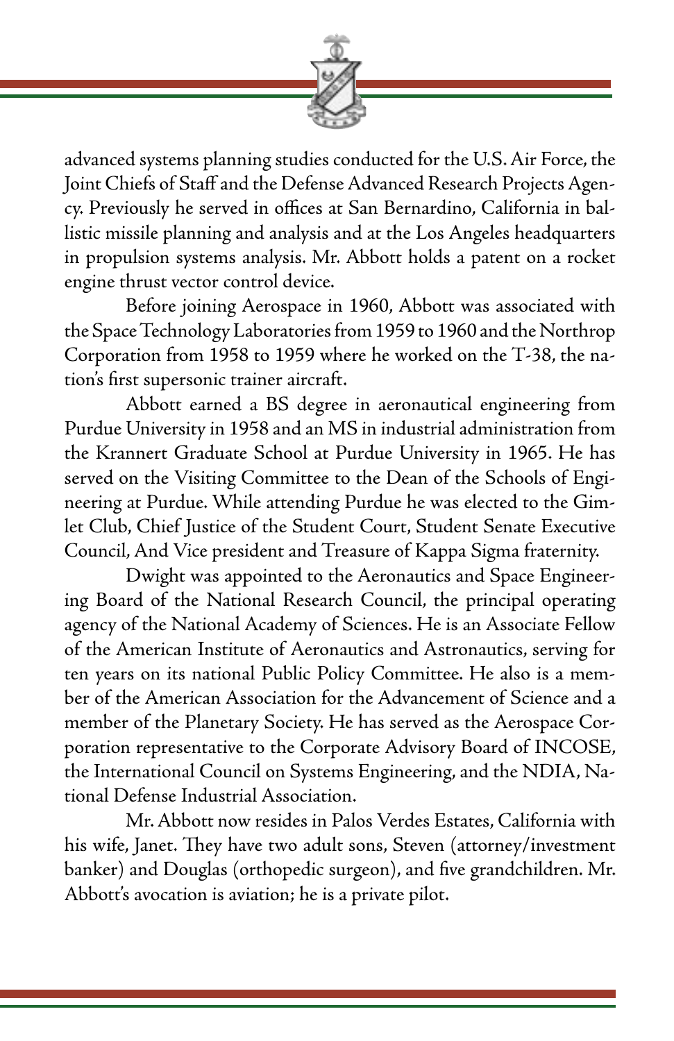advanced systems planning studies conducted for the U.S. Air Force, the Joint Chiefs of Staff and the Defense Advanced Research Projects Agency. Previously he served in offices at San Bernardino, California in ballistic missile planning and analysis and at the Los Angeles headquarters in propulsion systems analysis. Mr. Abbott holds a patent on a rocket engine thrust vector control device.

Before joining Aerospace in 1960, Abbott was associated with the Space Technology Laboratories from 1959 to 1960 and the Northrop Corporation from 1958 to 1959 where he worked on the T-38, the nation's first supersonic trainer aircraft.

Abbott earned a BS degree in aeronautical engineering from Purdue University in 1958 and an MS in industrial administration from the Krannert Graduate School at Purdue University in 1965. He has served on the Visiting Committee to the Dean of the Schools of Engineering at Purdue. While attending Purdue he was elected to the Gimlet Club, Chief Justice of the Student Court, Student Senate Executive Council, And Vice president and Treasure of Kappa Sigma fraternity.

Dwight was appointed to the Aeronautics and Space Engineering Board of the National Research Council, the principal operating agency of the National Academy of Sciences. He is an Associate Fellow of the American Institute of Aeronautics and Astronautics, serving for ten years on its national Public Policy Committee. He also is a member of the American Association for the Advancement of Science and a member of the Planetary Society. He has served as the Aerospace Corporation representative to the Corporate Advisory Board of INCOSE, the International Council on Systems Engineering, and the NDIA, National Defense Industrial Association.

Mr. Abbott now resides in Palos Verdes Estates, California with his wife, Janet. They have two adult sons, Steven (attorney/investment banker) and Douglas (orthopedic surgeon), and five grandchildren. Mr. Abbott's avocation is aviation; he is a private pilot.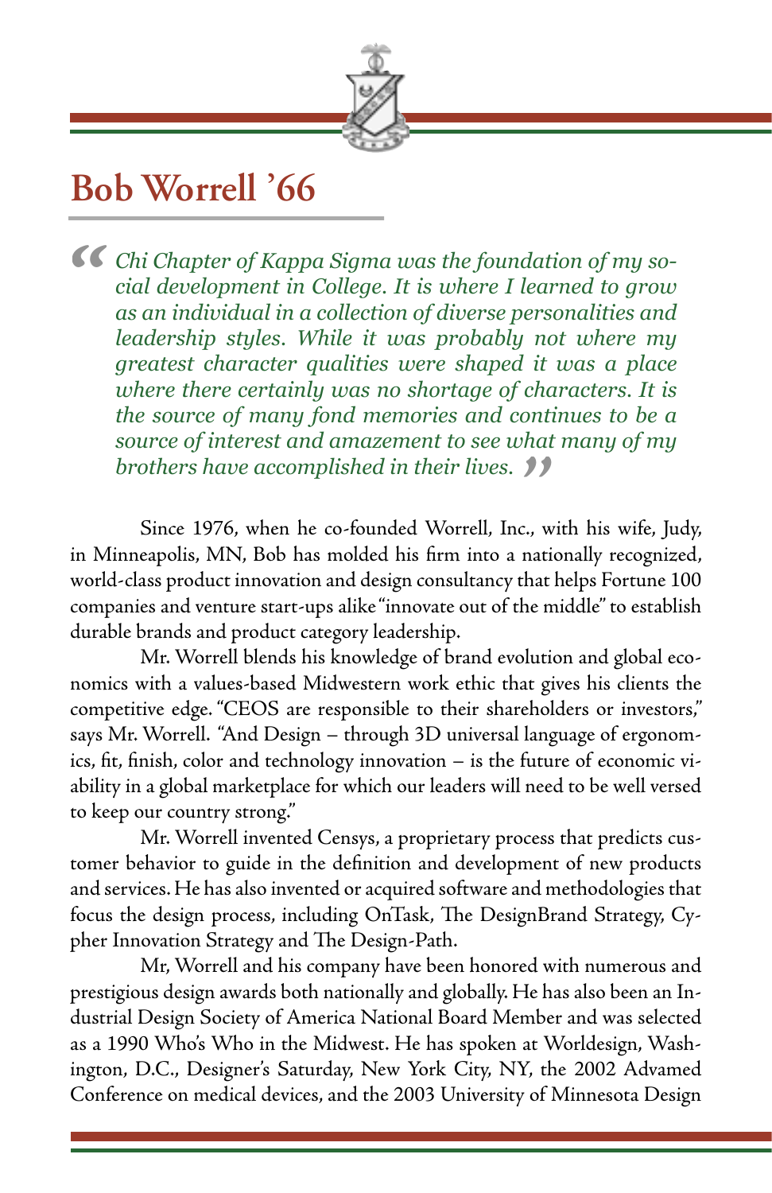## Bob Worrell '66

*"Chi Chapter of Kappa Sigma was the foundation of my social development in College. It is where I learned to grow as an individual in a collection of diverse personalities and leadership styles. While it was probably not where my greatest character qualities were shaped it was a place where there certainly was no shortage of characters. It is the source of many fond memories and continues to be a source of interest and amazement to see what many of my brothers have accomplished in their lives."*

Since 1976, when he co-founded Worrell, Inc., with his wife, Judy, in Minneapolis, MN, Bob has molded his firm into a nationally recognized, world-class product innovation and design consultancy that helps Fortune 100 companies and venture start-ups alike "innovate out of the middle" to establish durable brands and product category leadership.

Mr. Worrell blends his knowledge of brand evolution and global economics with a values-based Midwestern work ethic that gives his clients the competitive edge. "CEOS are responsible to their shareholders or investors," says Mr. Worrell. "And Design – through 3D universal language of ergonomics, fit, finish, color and technology innovation – is the future of economic viability in a global marketplace for which our leaders will need to be well versed to keep our country strong."

Mr. Worrell invented Censys, a proprietary process that predicts customer behavior to guide in the definition and development of new products and services. He has also invented or acquired software and methodologies that focus the design process, including OnTask, The DesignBrand Strategy, Cypher Innovation Strategy and The Design-Path.

Mr, Worrell and his company have been honored with numerous and prestigious design awards both nationally and globally. He has also been an Industrial Design Society of America National Board Member and was selected as a 1990 Who's Who in the Midwest. He has spoken at Worldesign, Washington, D.C., Designer's Saturday, New York City, NY, the 2002 Advamed Conference on medical devices, and the 2003 University of Minnesota Design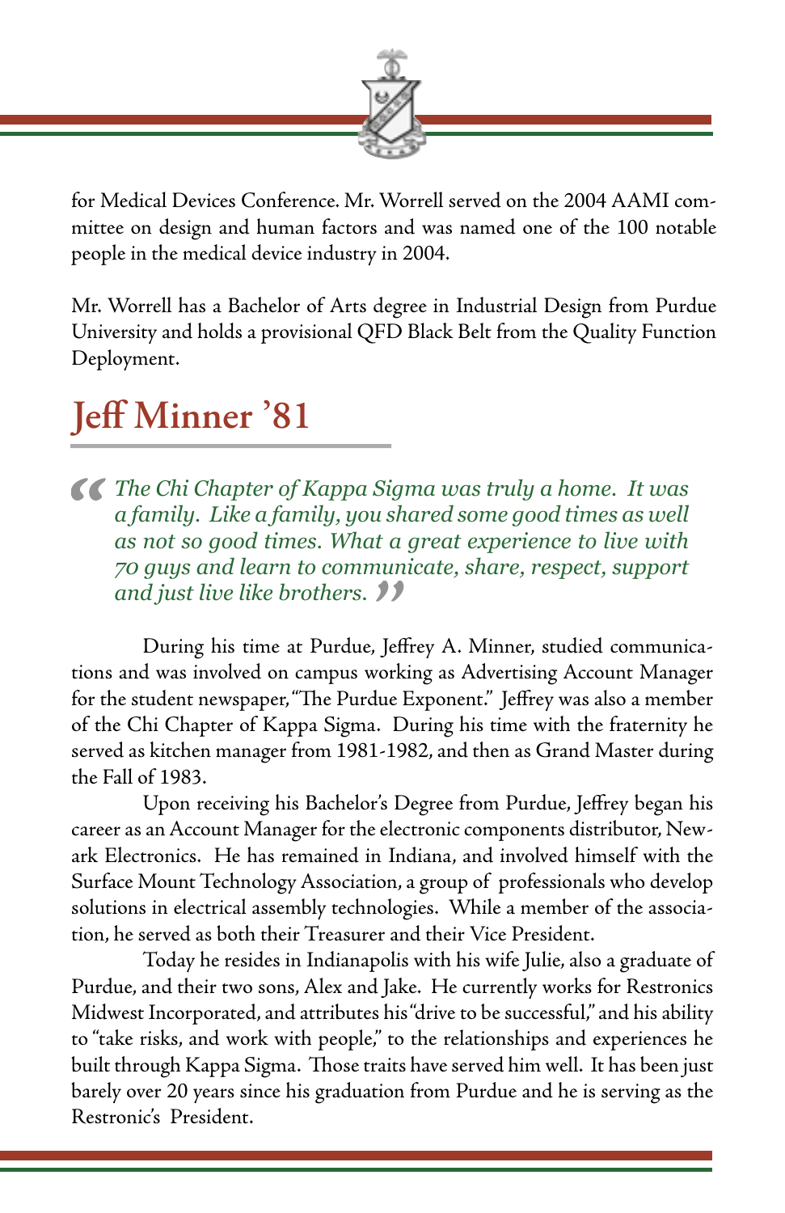for Medical Devices Conference. Mr. Worrell served on the 2004 AAMI committee on design and human factors and was named one of the 100 notable people in the medical device industry in 2004.

Mr. Worrell has a Bachelor of Arts degree in Industrial Design from Purdue University and holds a provisional QFD Black Belt from the Quality Function Deployment.

## Jeff Minner '81

> *"The Chi Chapter of Kappa Sigma was truly a home. It was a family. Like a family, you shared some good times as well as not so good times. What a great experience to live with 70 guys and learn to communicate, share, respect, support and just live like brothers."*

During his time at Purdue, Jeffrey A. Minner, studied communications and was involved on campus working as Advertising Account Manager for the student newspaper, "The Purdue Exponent." Jeffrey was also a member of the Chi Chapter of Kappa Sigma. During his time with the fraternity he served as kitchen manager from 1981-1982, and then as Grand Master during the Fall of 1983.

Upon receiving his Bachelor's Degree from Purdue, Jeffrey began his career as an Account Manager for the electronic components distributor, Newark Electronics. He has remained in Indiana, and involved himself with the Surface Mount Technology Association, a group of professionals who develop solutions in electrical assembly technologies. While a member of the association, he served as both their Treasurer and their Vice President.

Today he resides in Indianapolis with his wife Julie, also a graduate of Purdue, and their two sons, Alex and Jake. He currently works for Restronics Midwest Incorporated, and attributes his "drive to be successful," and his ability to "take risks, and work with people," to the relationships and experiences he built through Kappa Sigma. Those traits have served him well. It has been just barely over 20 years since his graduation from Purdue and he is serving as the Restronic's President.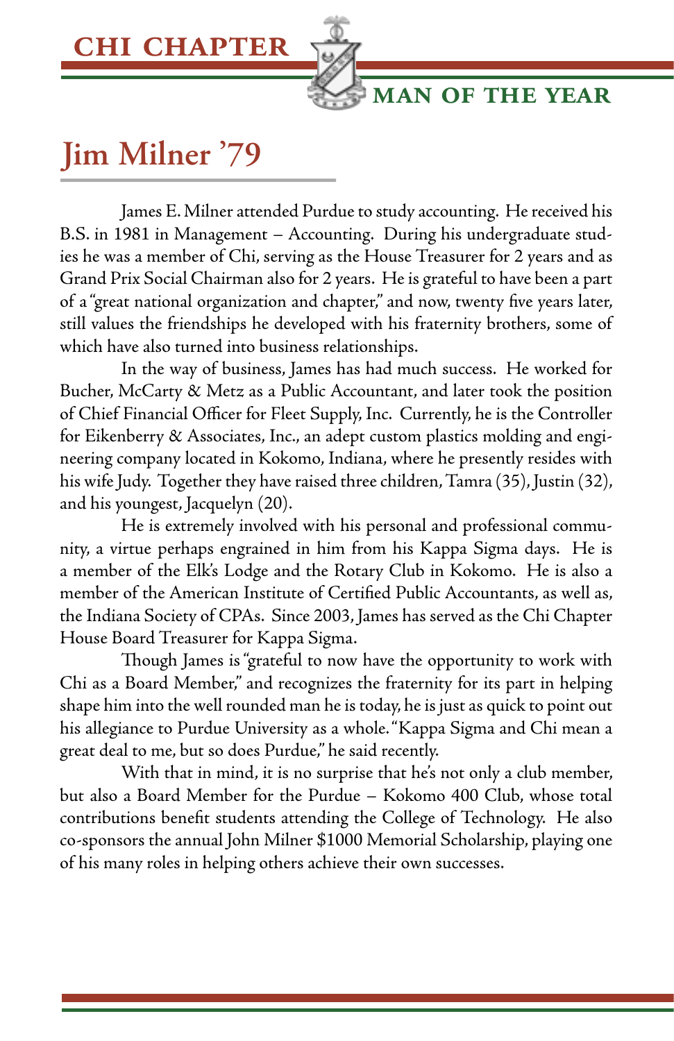CHI CHAPTER

MAN OF THE YEAR

# Jim Milner '79

James E. Milner attended Purdue to study accounting. He received his B.S. in 1981 in Management – Accounting. During his undergraduate studies he was a member of Chi, serving as the House Treasurer for 2 years and as Grand Prix Social Chairman also for 2 years. He is grateful to have been a part of a "great national organization and chapter," and now, twenty five years later, still values the friendships he developed with his fraternity brothers, some of which have also turned into business relationships.

In the way of business, James has had much success. He worked for Bucher, McCarty & Metz as a Public Accountant, and later took the position of Chief Financial Officer for Fleet Supply, Inc. Currently, he is the Controller for Eikenberry & Associates, Inc., an adept custom plastics molding and engineering company located in Kokomo, Indiana, where he presently resides with his wife Judy. Together they have raised three children, Tamra (35), Justin (32), and his youngest, Jacquelyn (20).

He is extremely involved with his personal and professional community, a virtue perhaps engrained in him from his Kappa Sigma days. He is a member of the Elk's Lodge and the Rotary Club in Kokomo. He is also a member of the American Institute of Certified Public Accountants, as well as, the Indiana Society of CPAs. Since 2003, James has served as the Chi Chapter House Board Treasurer for Kappa Sigma.

Though James is "grateful to now have the opportunity to work with Chi as a Board Member," and recognizes the fraternity for its part in helping shape him into the well rounded man he is today, he is just as quick to point out his allegiance to Purdue University as a whole. "Kappa Sigma and Chi mean a great deal to me, but so does Purdue," he said recently.

With that in mind, it is no surprise that he's not only a club member, but also a Board Member for the Purdue – Kokomo 400 Club, whose total contributions benefit students attending the College of Technology. He also co-sponsors the annual John Milner $1000 Memorial Scholarship, playing one of his many roles in helping others achieve their own successes.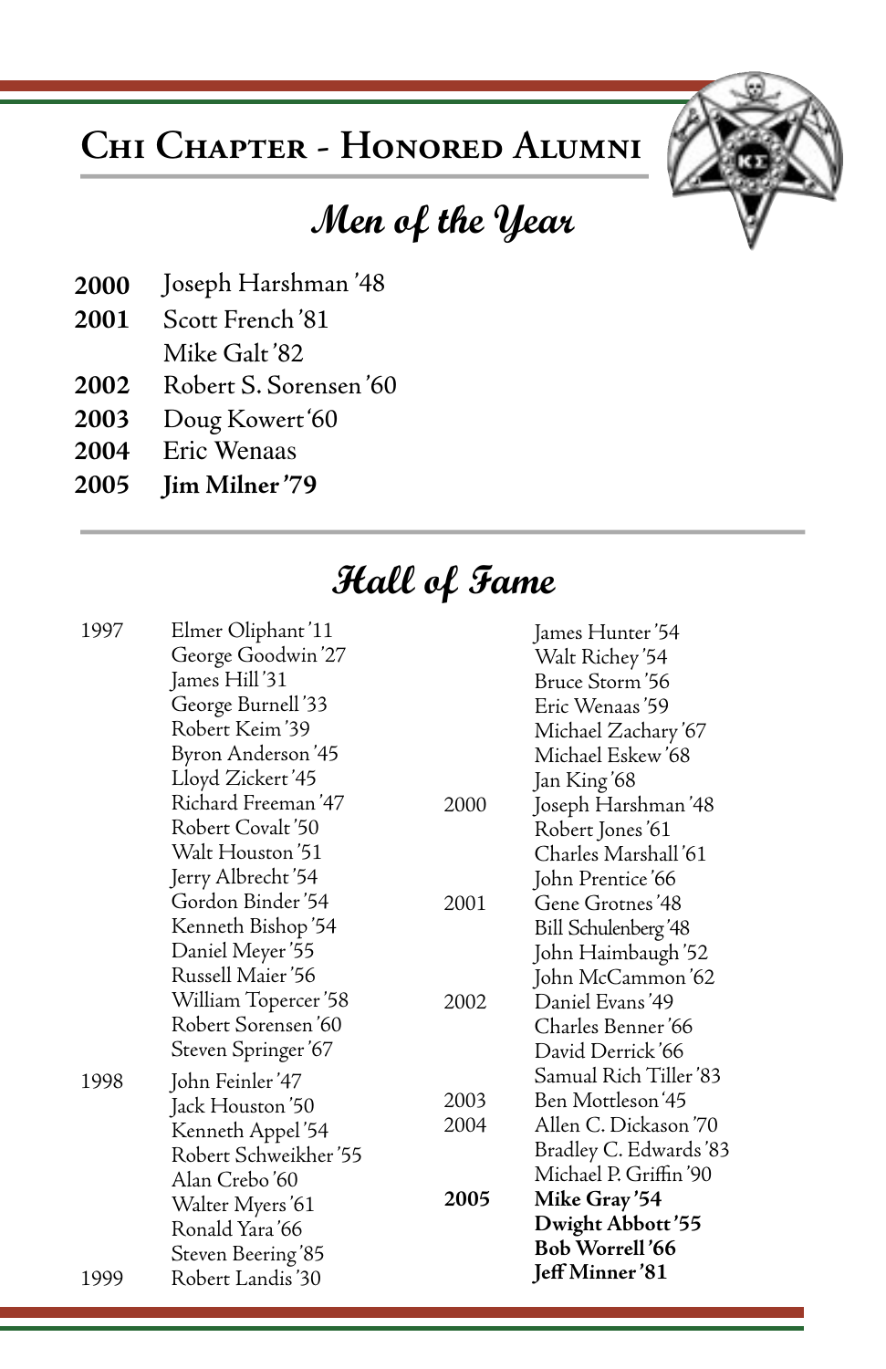# Chi Chapter - Honored Alumni

## *Men of the Year*

**2000** Joseph Harshman '48
**2001** Scott French '81
Mike Galt '82
**2002** Robert S. Sorensen '60
**2003** Doug Kowert '60
**2004** Eric Wenaas
**2005** **Jim Milner '79**

## *Hall of Fame*

1997
Elmer Oliphant '11
George Goodwin '27
James Hill '31
George Burnell '33
Robert Keim '39
Byron Anderson '45
Lloyd Zickert '45
Richard Freeman '47
Robert Covalt '50
Walt Houston '51
Jerry Albrecht '54
Gordon Binder '54
Kenneth Bishop '54
Daniel Meyer '55
Russell Maier '56
William Topercer '58
Robert Sorensen '60
Steven Springer '67

1998
John Feinler '47
Jack Houston '50
Kenneth Appel '54
Robert Schweikher '55
Alan Crebo '60
Walter Myers '61
Ronald Yara '66
Steven Beering '85

1999
Robert Landis '30
James Hunter '54
Walt Richey '54
Bruce Storm '56
Eric Wenaas '59
Michael Zachary '67
Michael Eskew '68
Jan King '68

2000
Joseph Harshman '48
Robert Jones '61
Charles Marshall '61
John Prentice '66

2001
Gene Grotnes '48
Bill Schulenberg '48
John Haimbaugh '52
John McCammon '62

2002
Daniel Evans '49
Charles Benner '66
David Derrick '66
Samual Rich Tiller '83

2003
Ben Mottleson '45

2004
Allen C. Dickason '70
Bradley C. Edwards '83
Michael P. Griffin '90

**2005**
**Mike Gray '54**
**Dwight Abbott '55**
**Bob Worrell '66**
**Jeff Minner '81**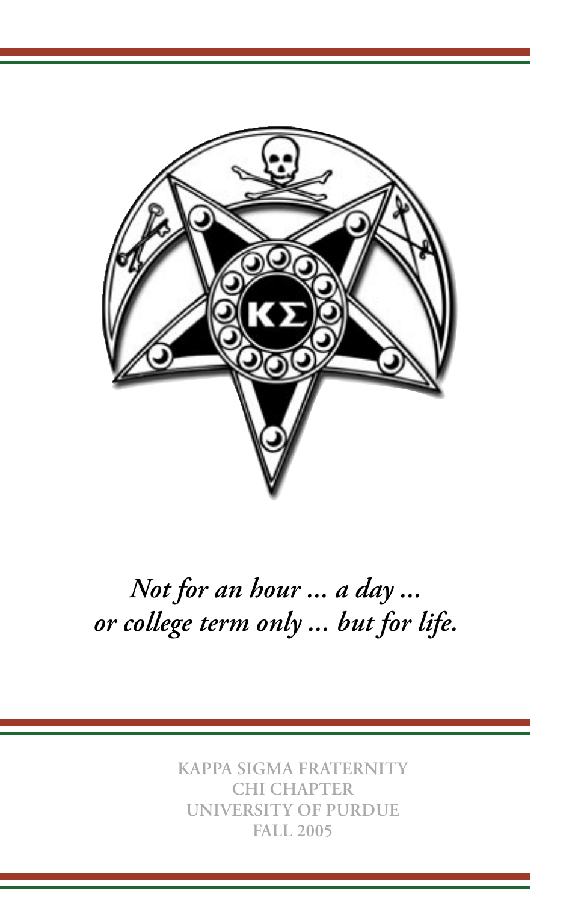*Not for an hour ... a day ...*
*or college term only ... but for life.*

KAPPA SIGMA FRATERNITY
CHI CHAPTER
UNIVERSITY OF PURDUE
FALL 2005